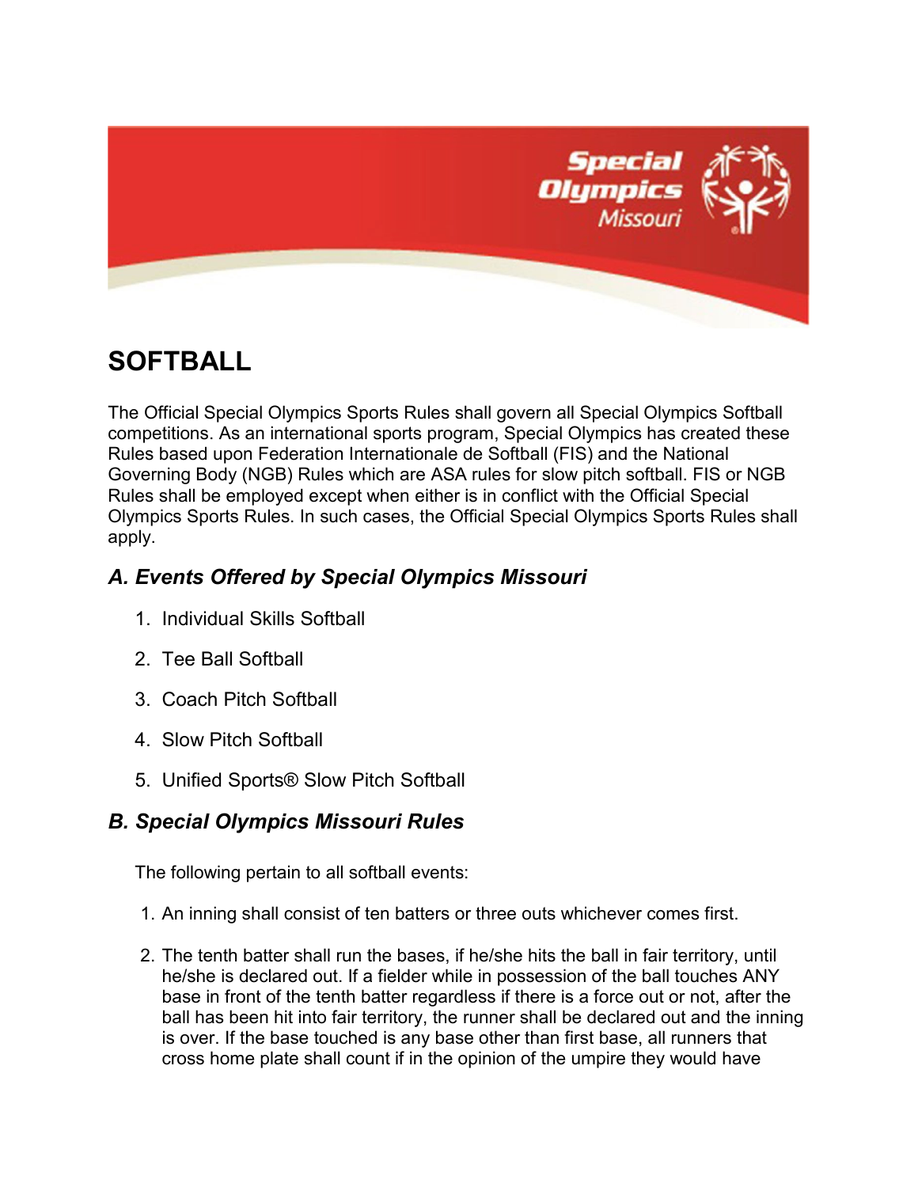# SOFTBALL

The Official Special Olympics Sports Rules shall govern all Special Olympics Softball competitions. As an international sports program, Special Olympics has created these Rules based upon Federation Internationale de Softball (FIS) and the National Governing Body (NGB) Rules which are ASA rules for slow pitch softball. FIS or NGB Rules shall be employed except when either is in conflict with the Official Special Olympics Sports Rules. In such cases, the Official Special Olympics Sports Rules shall apply.

## *A. Events Offered by Special Olympics Missouri*

1. Individual Skills Softball
2. Tee Ball Softball
3. Coach Pitch Softball
4. Slow Pitch Softball
5. Unified Sports® Slow Pitch Softball

## *B. Special Olympics Missouri Rules*

The following pertain to all softball events:

1. An inning shall consist of ten batters or three outs whichever comes first.
2. The tenth batter shall run the bases, if he/she hits the ball in fair territory, until he/she is declared out. If a fielder while in possession of the ball touches ANY base in front of the tenth batter regardless if there is a force out or not, after the ball has been hit into fair territory, the runner shall be declared out and the inning is over. If the base touched is any base other than first base, all runners that cross home plate shall count if in the opinion of the umpire they would have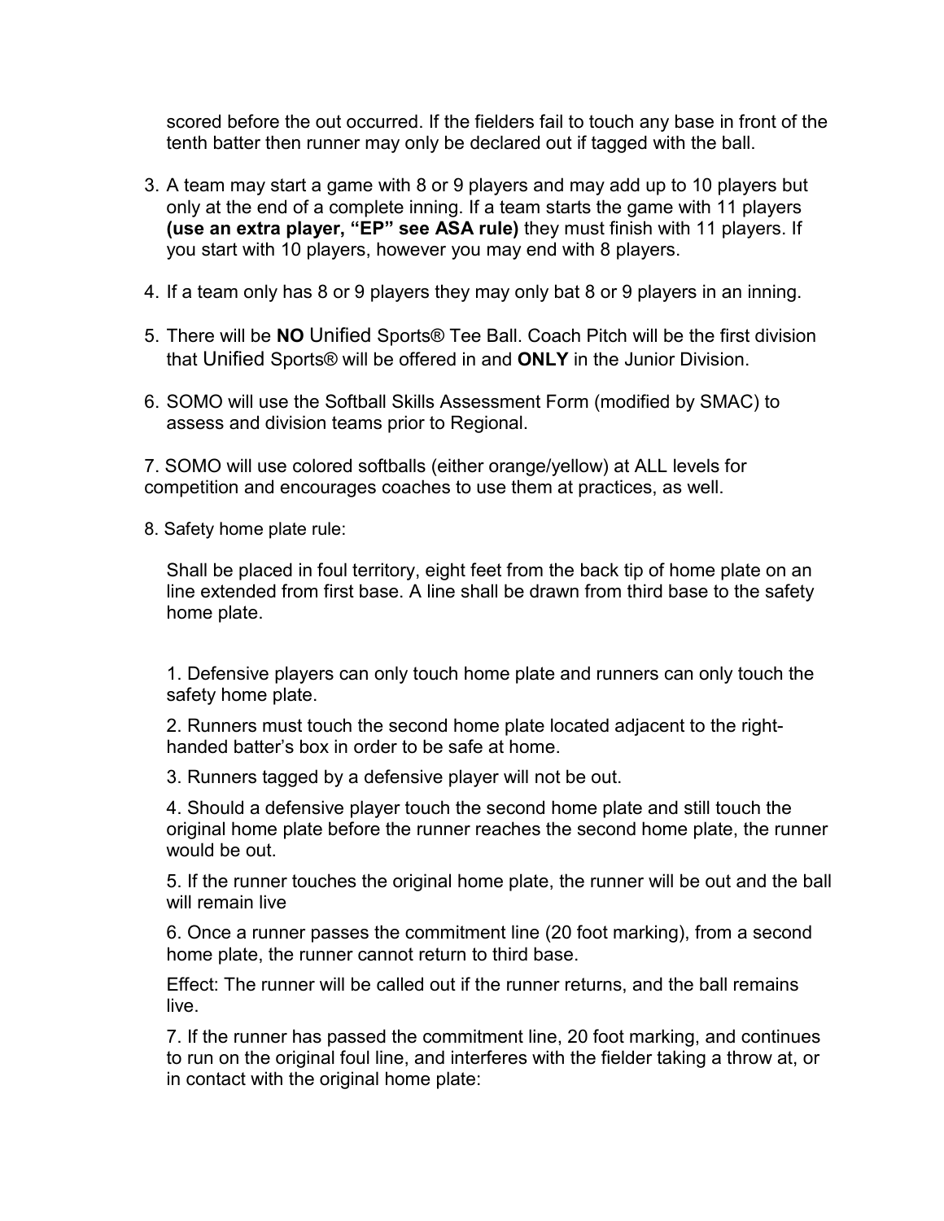scored before the out occurred. If the fielders fail to touch any base in front of the tenth batter then runner may only be declared out if tagged with the ball.

3. A team may start a game with 8 or 9 players and may add up to 10 players but only at the end of a complete inning. If a team starts the game with 11 players **(use an extra player, "EP" see ASA rule)** they must finish with 11 players. If you start with 10 players, however you may end with 8 players.

4. If a team only has 8 or 9 players they may only bat 8 or 9 players in an inning.

5. There will be **NO** Unified Sports® Tee Ball. Coach Pitch will be the first division that Unified Sports® will be offered in and **ONLY** in the Junior Division.

6. SOMO will use the Softball Skills Assessment Form (modified by SMAC) to assess and division teams prior to Regional.

7. SOMO will use colored softballs (either orange/yellow) at ALL levels for competition and encourages coaches to use them at practices, as well.

8. Safety home plate rule:

Shall be placed in foul territory, eight feet from the back tip of home plate on an line extended from first base. A line shall be drawn from third base to the safety home plate.

1. Defensive players can only touch home plate and runners can only touch the safety home plate.

2. Runners must touch the second home plate located adjacent to the right-handed batter's box in order to be safe at home.

3. Runners tagged by a defensive player will not be out.

4. Should a defensive player touch the second home plate and still touch the original home plate before the runner reaches the second home plate, the runner would be out.

5. If the runner touches the original home plate, the runner will be out and the ball will remain live

6. Once a runner passes the commitment line (20 foot marking), from a second home plate, the runner cannot return to third base.

Effect: The runner will be called out if the runner returns, and the ball remains live.

7. If the runner has passed the commitment line, 20 foot marking, and continues to run on the original foul line, and interferes with the fielder taking a throw at, or in contact with the original home plate: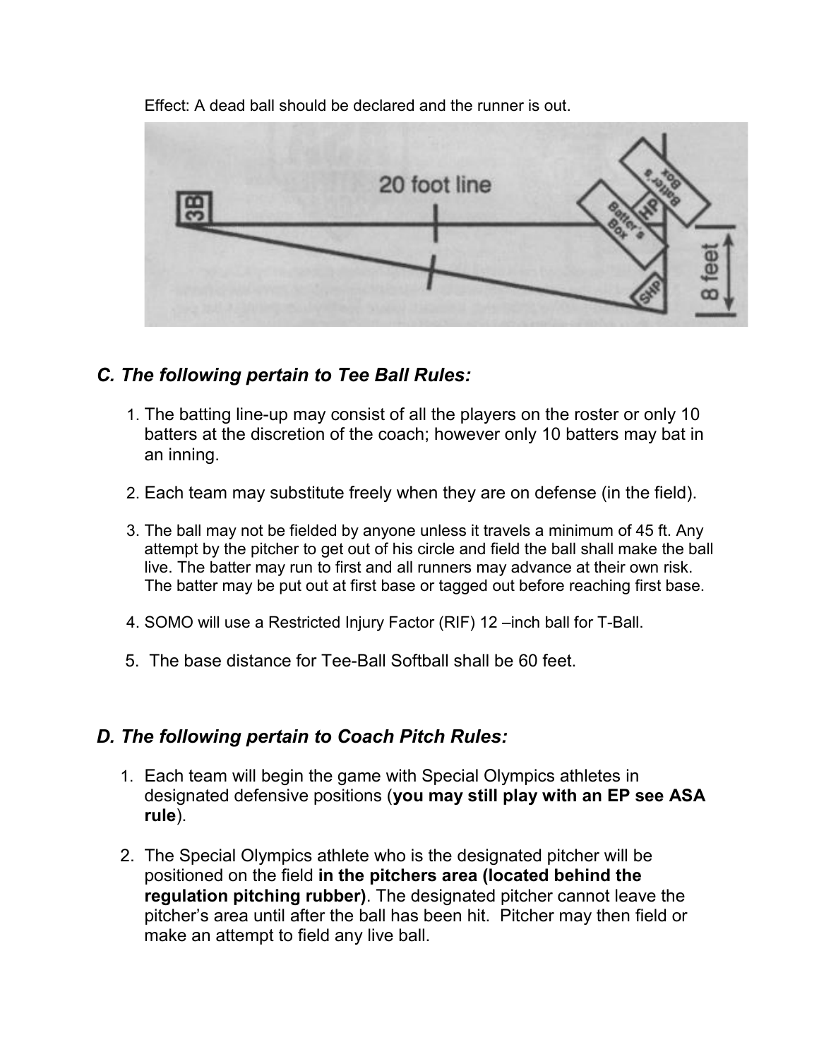Effect: A dead ball should be declared and the runner is out.

## *C. The following pertain to Tee Ball Rules:*

1. The batting line-up may consist of all the players on the roster or only 10 batters at the discretion of the coach; however only 10 batters may bat in an inning.
2. Each team may substitute freely when they are on defense (in the field).
3. The ball may not be fielded by anyone unless it travels a minimum of 45 ft. Any attempt by the pitcher to get out of his circle and field the ball shall make the ball live. The batter may run to first and all runners may advance at their own risk. The batter may be put out at first base or tagged out before reaching first base.
4. SOMO will use a Restricted Injury Factor (RIF) 12 –inch ball for T-Ball.
5. The base distance for Tee-Ball Softball shall be 60 feet.

## *D. The following pertain to Coach Pitch Rules:*

1. Each team will begin the game with Special Olympics athletes in designated defensive positions (**you may still play with an EP see ASA rule**).
2. The Special Olympics athlete who is the designated pitcher will be positioned on the field **in the pitchers area (located behind the regulation pitching rubber)**. The designated pitcher cannot leave the pitcher's area until after the ball has been hit. Pitcher may then field or make an attempt to field any live ball.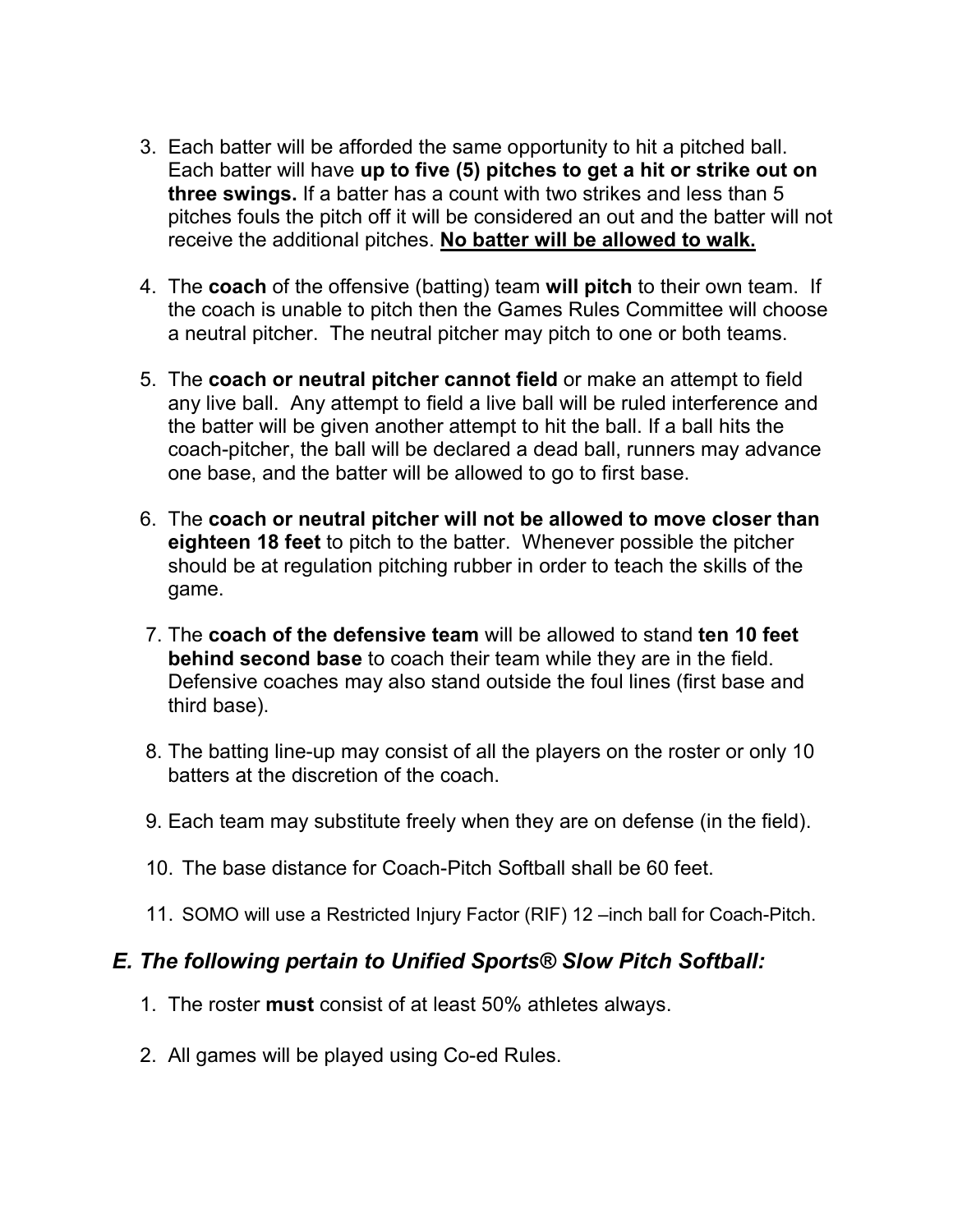3. Each batter will be afforded the same opportunity to hit a pitched ball. Each batter will have **up to five (5) pitches to get a hit or strike out on three swings.** If a batter has a count with two strikes and less than 5 pitches fouls the pitch off it will be considered an out and the batter will not receive the additional pitches. <u>**No batter will be allowed to walk.**</u>

4. The **coach** of the offensive (batting) team **will pitch** to their own team. If the coach is unable to pitch then the Games Rules Committee will choose a neutral pitcher. The neutral pitcher may pitch to one or both teams.

5. The **coach or neutral pitcher cannot field** or make an attempt to field any live ball. Any attempt to field a live ball will be ruled interference and the batter will be given another attempt to hit the ball. If a ball hits the coach-pitcher, the ball will be declared a dead ball, runners may advance one base, and the batter will be allowed to go to first base.

6. The **coach or neutral pitcher will not be allowed to move closer than eighteen 18 feet** to pitch to the batter. Whenever possible the pitcher should be at regulation pitching rubber in order to teach the skills of the game.

7. The **coach of the defensive team** will be allowed to stand **ten 10 feet behind second base** to coach their team while they are in the field. Defensive coaches may also stand outside the foul lines (first base and third base).

8. The batting line-up may consist of all the players on the roster or only 10 batters at the discretion of the coach.

9. Each team may substitute freely when they are on defense (in the field).

10. The base distance for Coach-Pitch Softball shall be 60 feet.

11. SOMO will use a Restricted Injury Factor (RIF) 12 –inch ball for Coach-Pitch.

### *E. The following pertain to Unified Sports® Slow Pitch Softball:*

1. The roster **must** consist of at least 50% athletes always.

2. All games will be played using Co-ed Rules.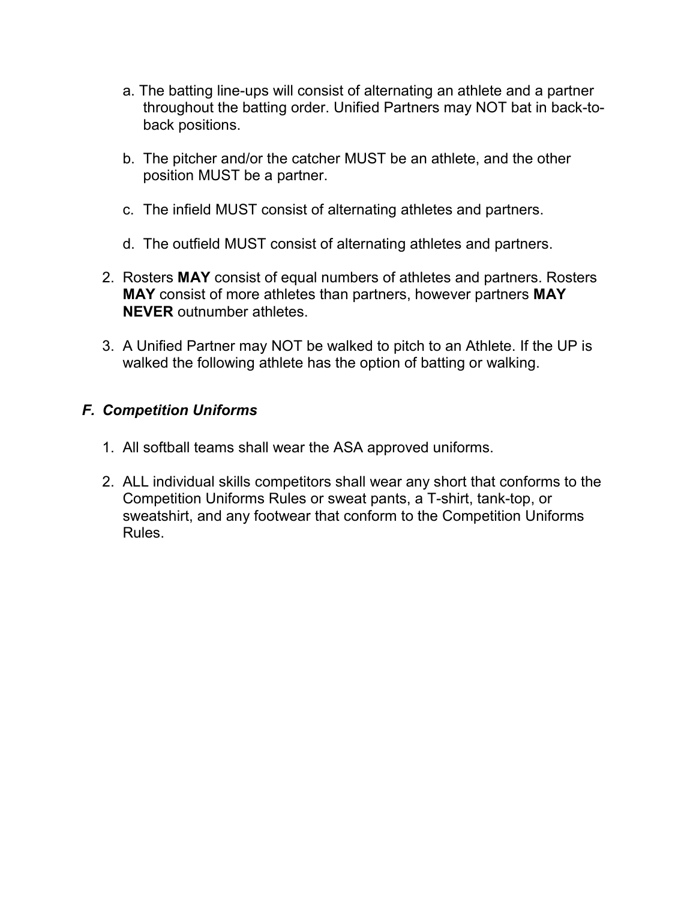a. The batting line-ups will consist of alternating an athlete and a partner throughout the batting order. Unified Partners may NOT bat in back-to-back positions.

b. The pitcher and/or the catcher MUST be an athlete, and the other position MUST be a partner.

c. The infield MUST consist of alternating athletes and partners.

d. The outfield MUST consist of alternating athletes and partners.

2. Rosters **MAY** consist of equal numbers of athletes and partners. Rosters **MAY** consist of more athletes than partners, however partners **MAY NEVER** outnumber athletes.

3. A Unified Partner may NOT be walked to pitch to an Athlete. If the UP is walked the following athlete has the option of batting or walking.

### *F. Competition Uniforms*

1. All softball teams shall wear the ASA approved uniforms.

2. ALL individual skills competitors shall wear any short that conforms to the Competition Uniforms Rules or sweat pants, a T-shirt, tank-top, or sweatshirt, and any footwear that conform to the Competition Uniforms Rules.